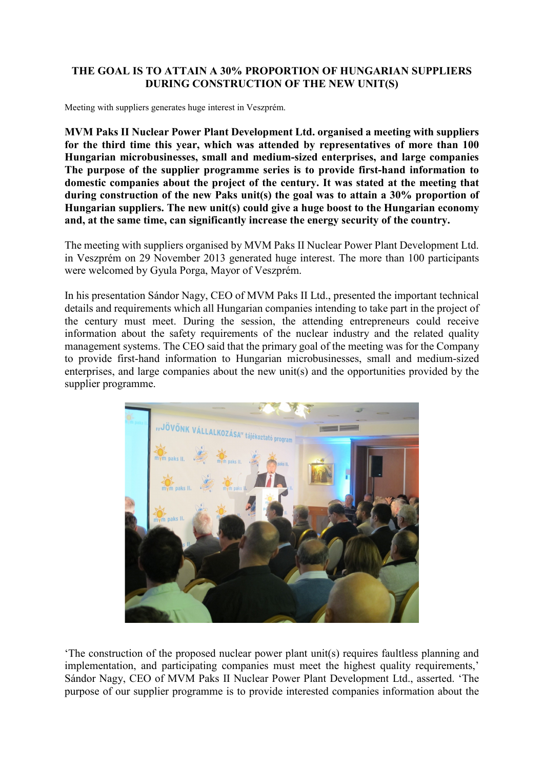# THE GOAL IS TO ATTAIN A 30% PROPORTION OF HUNGARIAN SUPPLIERS DURING CONSTRUCTION OF THE NEW UNIT(S)

Meeting with suppliers generates huge interest in Veszprém.

**MVM Paks II Nuclear Power Plant Development Ltd. organised a meeting with suppliers for the third time this year, which was attended by representatives of more than 100 Hungarian microbusinesses, small and medium-sized enterprises, and large companies The purpose of the supplier programme series is to provide first-hand information to domestic companies about the project of the century. It was stated at the meeting that during construction of the new Paks unit(s) the goal was to attain a 30% proportion of Hungarian suppliers. The new unit(s) could give a huge boost to the Hungarian economy and, at the same time, can significantly increase the energy security of the country.**

The meeting with suppliers organised by MVM Paks II Nuclear Power Plant Development Ltd. in Veszprém on 29 November 2013 generated huge interest. The more than 100 participants were welcomed by Gyula Porga, Mayor of Veszprém.

In his presentation Sándor Nagy, CEO of MVM Paks II Ltd., presented the important technical details and requirements which all Hungarian companies intending to take part in the project of the century must meet. During the session, the attending entrepreneurs could receive information about the safety requirements of the nuclear industry and the related quality management systems. The CEO said that the primary goal of the meeting was for the Company to provide first-hand information to Hungarian microbusinesses, small and medium-sized enterprises, and large companies about the new unit(s) and the opportunities provided by the supplier programme.

‘The construction of the proposed nuclear power plant unit(s) requires faultless planning and implementation, and participating companies must meet the highest quality requirements,’ Sándor Nagy, CEO of MVM Paks II Nuclear Power Plant Development Ltd., asserted. ‘The purpose of our supplier programme is to provide interested companies information about the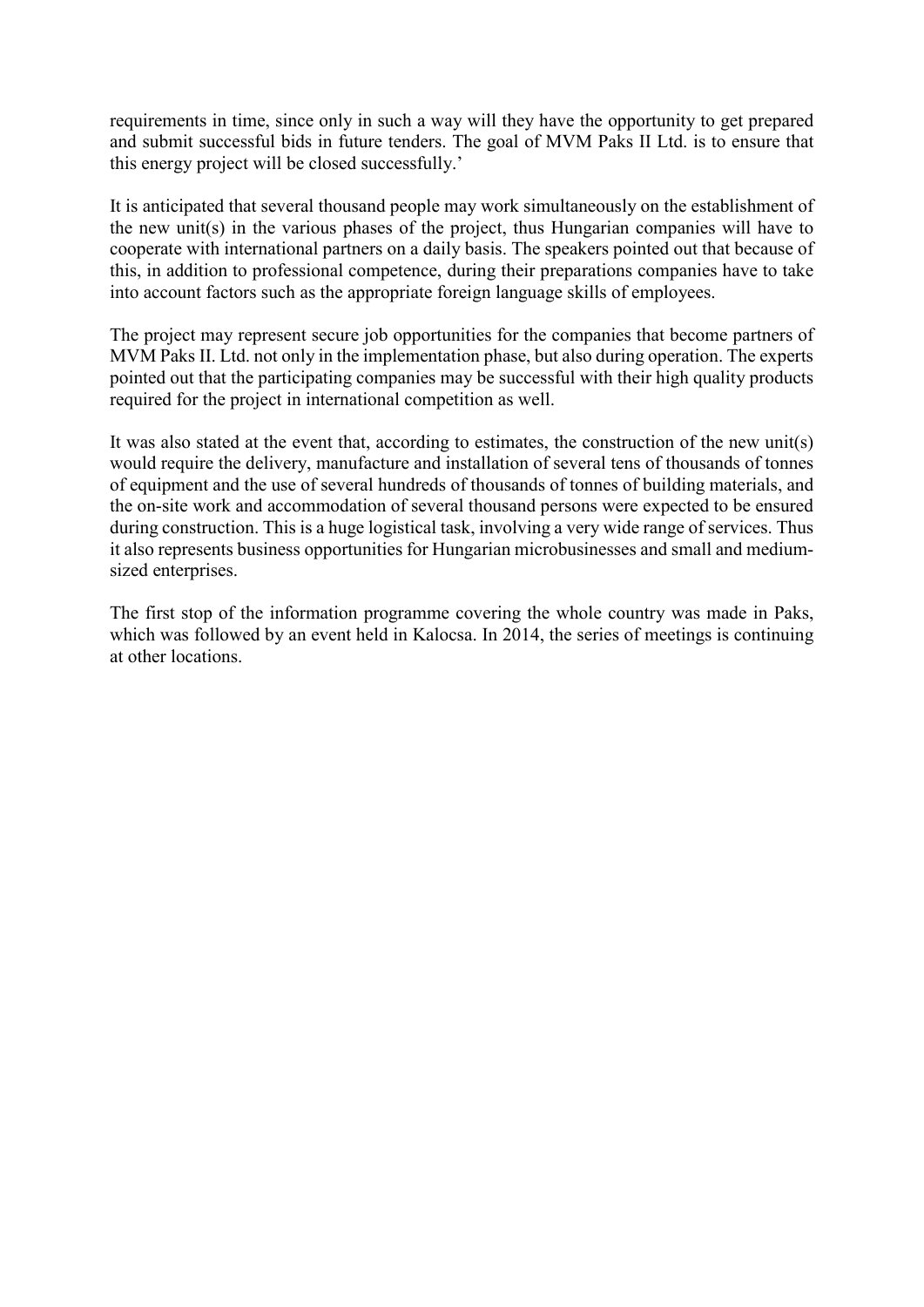requirements in time, since only in such a way will they have the opportunity to get prepared and submit successful bids in future tenders. The goal of MVM Paks II Ltd. is to ensure that this energy project will be closed successfully.'

It is anticipated that several thousand people may work simultaneously on the establishment of the new unit(s) in the various phases of the project, thus Hungarian companies will have to cooperate with international partners on a daily basis. The speakers pointed out that because of this, in addition to professional competence, during their preparations companies have to take into account factors such as the appropriate foreign language skills of employees.

The project may represent secure job opportunities for the companies that become partners of MVM Paks II. Ltd. not only in the implementation phase, but also during operation. The experts pointed out that the participating companies may be successful with their high quality products required for the project in international competition as well.

It was also stated at the event that, according to estimates, the construction of the new unit(s) would require the delivery, manufacture and installation of several tens of thousands of tonnes of equipment and the use of several hundreds of thousands of tonnes of building materials, and the on-site work and accommodation of several thousand persons were expected to be ensured during construction. This is a huge logistical task, involving a very wide range of services. Thus it also represents business opportunities for Hungarian microbusinesses and small and medium-sized enterprises.

The first stop of the information programme covering the whole country was made in Paks, which was followed by an event held in Kalocsa. In 2014, the series of meetings is continuing at other locations.